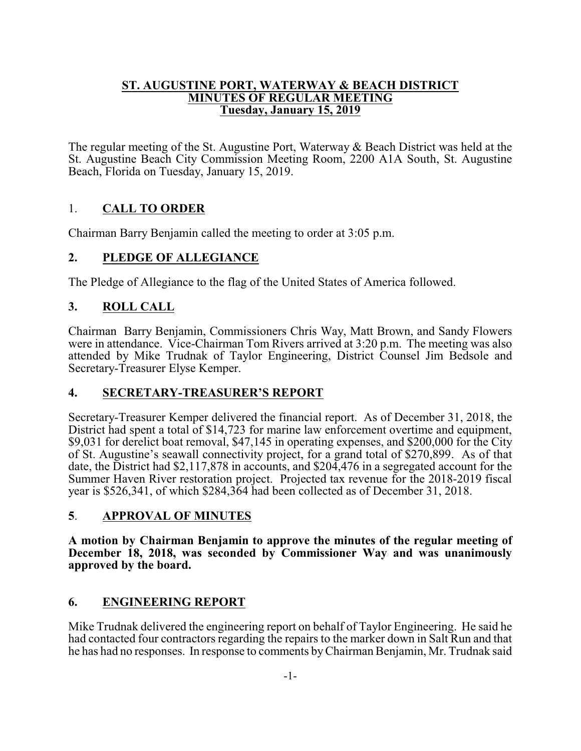# ST. AUGUSTINE PORT, WATERWAY & BEACH DISTRICT
## MINUTES OF REGULAR MEETING
## Tuesday, January 15, 2019

The regular meeting of the St. Augustine Port, Waterway & Beach District was held at the St. Augustine Beach City Commission Meeting Room, 2200 A1A South, St. Augustine Beach, Florida on Tuesday, January 15, 2019.

## 1. CALL TO ORDER

Chairman Barry Benjamin called the meeting to order at 3:05 p.m.

## 2. PLEDGE OF ALLEGIANCE

The Pledge of Allegiance to the flag of the United States of America followed.

## 3. ROLL CALL

Chairman Barry Benjamin, Commissioners Chris Way, Matt Brown, and Sandy Flowers were in attendance. Vice-Chairman Tom Rivers arrived at 3:20 p.m. The meeting was also attended by Mike Trudnak of Taylor Engineering, District Counsel Jim Bedsole and Secretary-Treasurer Elyse Kemper.

## 4. SECRETARY-TREASURER'S REPORT

Secretary-Treasurer Kemper delivered the financial report. As of December 31, 2018, the District had spent a total of $14,723 for marine law enforcement overtime and equipment, $9,031 for derelict boat removal, $47,145 in operating expenses, and $200,000 for the City of St. Augustine's seawall connectivity project, for a grand total of $270,899. As of that date, the District had $2,117,878 in accounts, and $204,476 in a segregated account for the Summer Haven River restoration project. Projected tax revenue for the 2018-2019 fiscal year is $526,341, of which $284,364 had been collected as of December 31, 2018.

## 5. APPROVAL OF MINUTES

**A motion by Chairman Benjamin to approve the minutes of the regular meeting of December 18, 2018, was seconded by Commissioner Way and was unanimously approved by the board.**

## 6. ENGINEERING REPORT

Mike Trudnak delivered the engineering report on behalf of Taylor Engineering. He said he had contacted four contractors regarding the repairs to the marker down in Salt Run and that he has had no responses. In response to comments by Chairman Benjamin, Mr. Trudnak said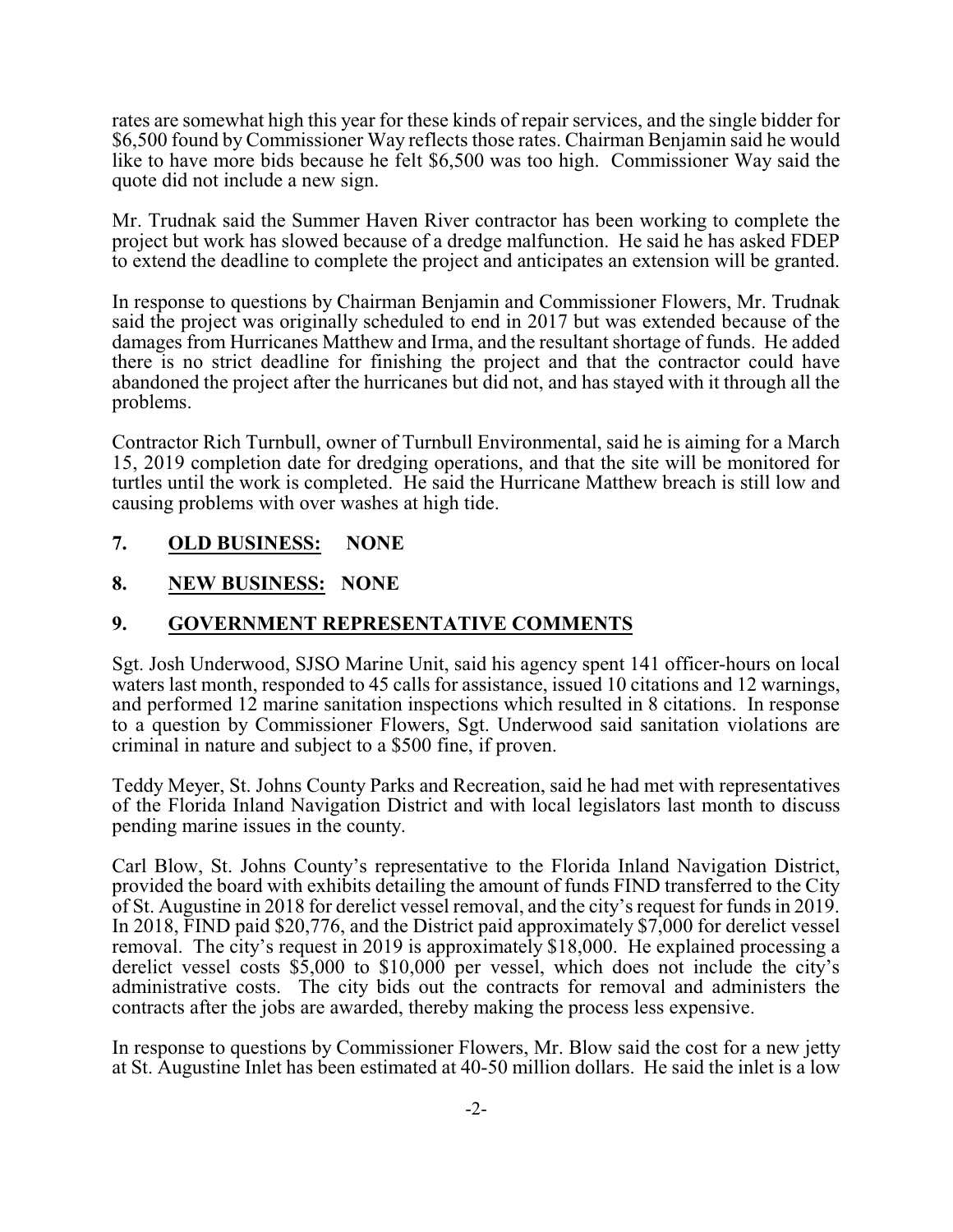rates are somewhat high this year for these kinds of repair services, and the single bidder for $6,500 found by Commissioner Way reflects those rates. Chairman Benjamin said he would like to have more bids because he felt $6,500 was too high. Commissioner Way said the quote did not include a new sign.

Mr. Trudnak said the Summer Haven River contractor has been working to complete the project but work has slowed because of a dredge malfunction. He said he has asked FDEP to extend the deadline to complete the project and anticipates an extension will be granted.

In response to questions by Chairman Benjamin and Commissioner Flowers, Mr. Trudnak said the project was originally scheduled to end in 2017 but was extended because of the damages from Hurricanes Matthew and Irma, and the resultant shortage of funds. He added there is no strict deadline for finishing the project and that the contractor could have abandoned the project after the hurricanes but did not, and has stayed with it through all the problems.

Contractor Rich Turnbull, owner of Turnbull Environmental, said he is aiming for a March 15, 2019 completion date for dredging operations, and that the site will be monitored for turtles until the work is completed. He said the Hurricane Matthew breach is still low and causing problems with over washes at high tide.

## 7. <u>OLD BUSINESS:</u> NONE

## 8. <u>NEW BUSINESS:</u> NONE

## 9. <u>GOVERNMENT REPRESENTATIVE COMMENTS</u>

Sgt. Josh Underwood, SJSO Marine Unit, said his agency spent 141 officer-hours on local waters last month, responded to 45 calls for assistance, issued 10 citations and 12 warnings, and performed 12 marine sanitation inspections which resulted in 8 citations. In response to a question by Commissioner Flowers, Sgt. Underwood said sanitation violations are criminal in nature and subject to a $500 fine, if proven.

Teddy Meyer, St. Johns County Parks and Recreation, said he had met with representatives of the Florida Inland Navigation District and with local legislators last month to discuss pending marine issues in the county.

Carl Blow, St. Johns County's representative to the Florida Inland Navigation District, provided the board with exhibits detailing the amount of funds FIND transferred to the City of St. Augustine in 2018 for derelict vessel removal, and the city's request for funds in 2019. In 2018, FIND paid $20,776, and the District paid approximately $7,000 for derelict vessel removal. The city's request in 2019 is approximately $18,000. He explained processing a derelict vessel costs $5,000 to $10,000 per vessel, which does not include the city's administrative costs. The city bids out the contracts for removal and administers the contracts after the jobs are awarded, thereby making the process less expensive.

In response to questions by Commissioner Flowers, Mr. Blow said the cost for a new jetty at St. Augustine Inlet has been estimated at 40-50 million dollars. He said the inlet is a low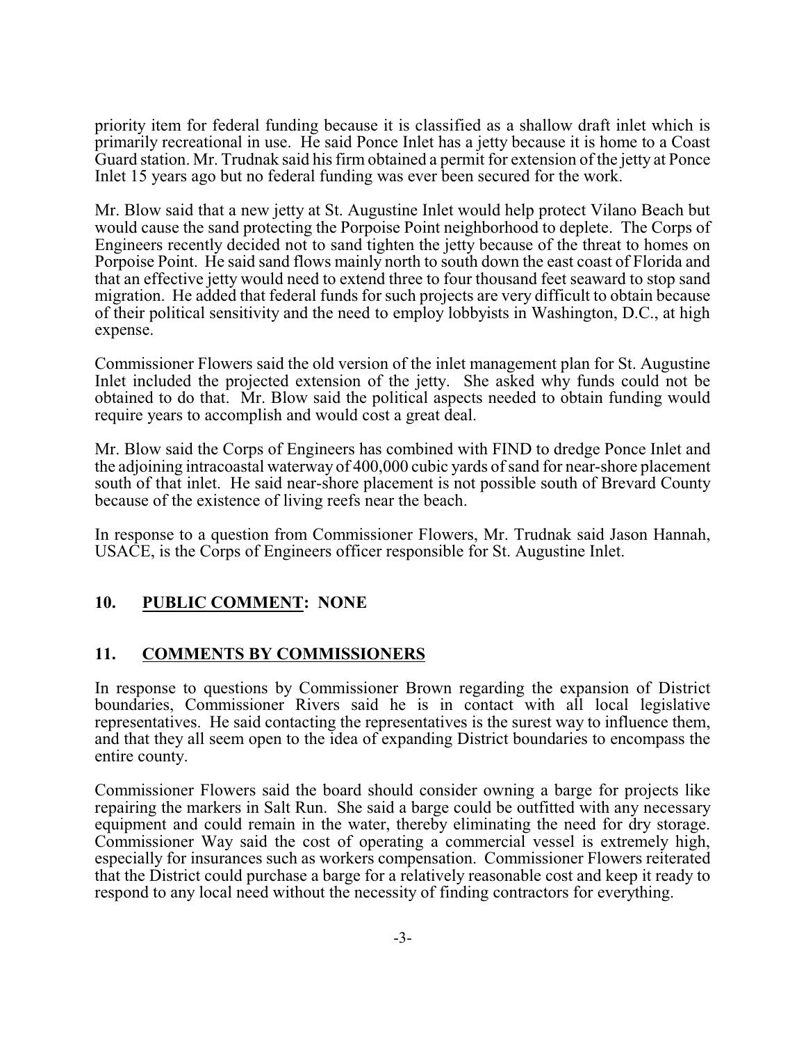priority item for federal funding because it is classified as a shallow draft inlet which is primarily recreational in use. He said Ponce Inlet has a jetty because it is home to a Coast Guard station. Mr. Trudnak said his firm obtained a permit for extension of the jetty at Ponce Inlet 15 years ago but no federal funding was ever been secured for the work.

Mr. Blow said that a new jetty at St. Augustine Inlet would help protect Vilano Beach but would cause the sand protecting the Porpoise Point neighborhood to deplete. The Corps of Engineers recently decided not to sand tighten the jetty because of the threat to homes on Porpoise Point. He said sand flows mainly north to south down the east coast of Florida and that an effective jetty would need to extend three to four thousand feet seaward to stop sand migration. He added that federal funds for such projects are very difficult to obtain because of their political sensitivity and the need to employ lobbyists in Washington, D.C., at high expense.

Commissioner Flowers said the old version of the inlet management plan for St. Augustine Inlet included the projected extension of the jetty. She asked why funds could not be obtained to do that. Mr. Blow said the political aspects needed to obtain funding would require years to accomplish and would cost a great deal.

Mr. Blow said the Corps of Engineers has combined with FIND to dredge Ponce Inlet and the adjoining intracoastal waterway of 400,000 cubic yards of sand for near-shore placement south of that inlet. He said near-shore placement is not possible south of Brevard County because of the existence of living reefs near the beach.

In response to a question from Commissioner Flowers, Mr. Trudnak said Jason Hannah, USACE, is the Corps of Engineers officer responsible for St. Augustine Inlet.

## 10. PUBLIC COMMENT: NONE

## 11. COMMENTS BY COMMISSIONERS

In response to questions by Commissioner Brown regarding the expansion of District boundaries, Commissioner Rivers said he is in contact with all local legislative representatives. He said contacting the representatives is the surest way to influence them, and that they all seem open to the idea of expanding District boundaries to encompass the entire county.

Commissioner Flowers said the board should consider owning a barge for projects like repairing the markers in Salt Run. She said a barge could be outfitted with any necessary equipment and could remain in the water, thereby eliminating the need for dry storage. Commissioner Way said the cost of operating a commercial vessel is extremely high, especially for insurances such as workers compensation. Commissioner Flowers reiterated that the District could purchase a barge for a relatively reasonable cost and keep it ready to respond to any local need without the necessity of finding contractors for everything.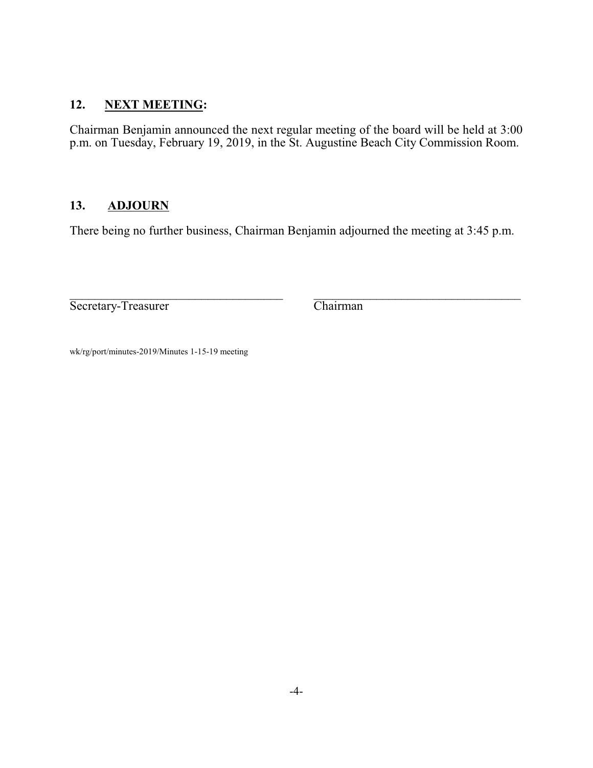## 12. **NEXT MEETING:**

Chairman Benjamin announced the next regular meeting of the board will be held at 3:00 p.m. on Tuesday, February 19, 2019, in the St. Augustine Beach City Commission Room.

## 13. **ADJOURN**

There being no further business, Chairman Benjamin adjourned the meeting at 3:45 p.m.

___________________________________ ___________________________________

Secretary-Treasurer Chairman

wk/rg/port/minutes-2019/Minutes 1-15-19 meeting